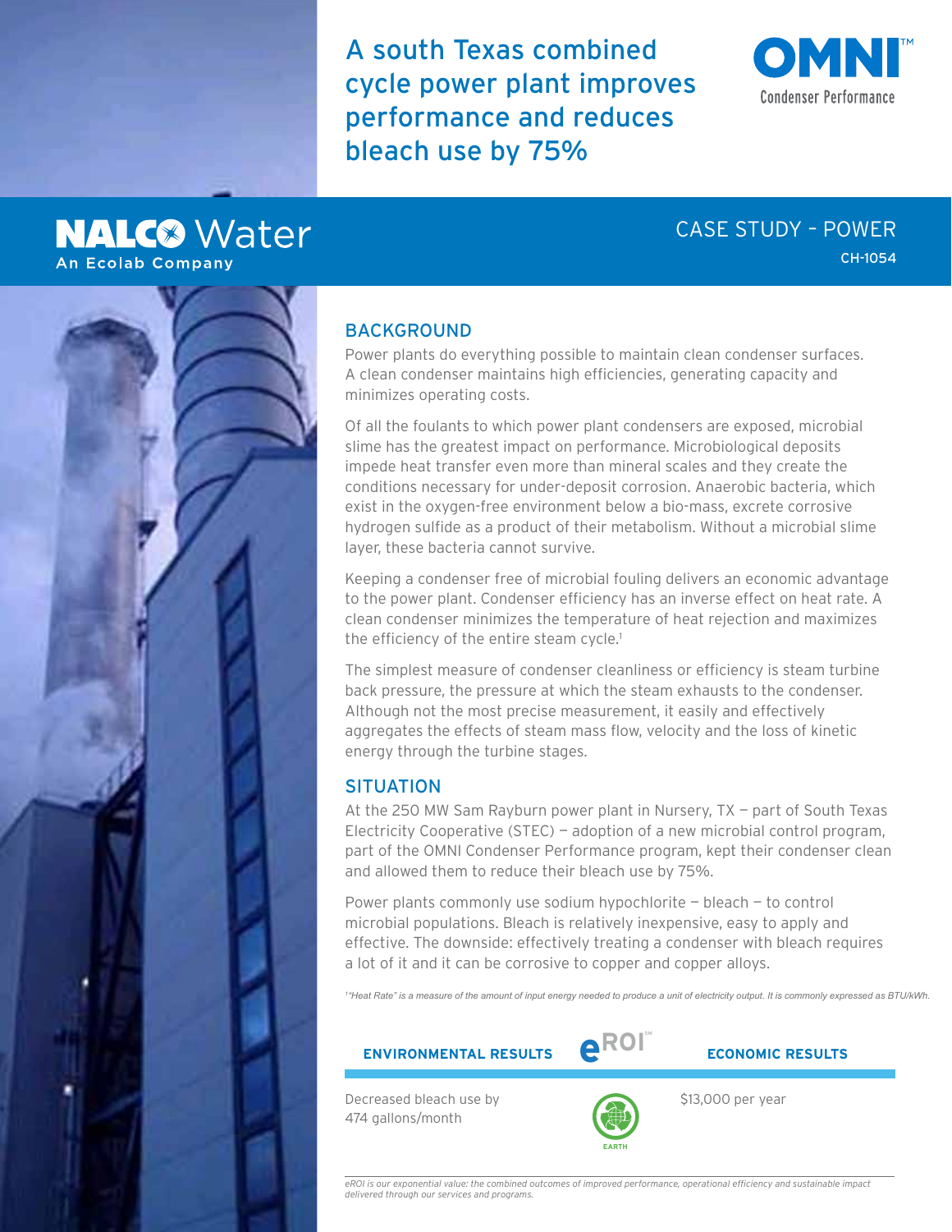# A south Texas combined cycle power plant improves performance and reduces bleach use by 75%

OMNI™ Condenser Performance

NALCO Water
An Ecolab Company

CASE STUDY – POWER
CH-1054

## BACKGROUND

Power plants do everything possible to maintain clean condenser surfaces. A clean condenser maintains high efficiencies, generating capacity and minimizes operating costs.

Of all the foulants to which power plant condensers are exposed, microbial slime has the greatest impact on performance. Microbiological deposits impede heat transfer even more than mineral scales and they create the conditions necessary for under-deposit corrosion. Anaerobic bacteria, which exist in the oxygen-free environment below a bio-mass, excrete corrosive hydrogen sulfide as a product of their metabolism. Without a microbial slime layer, these bacteria cannot survive.

Keeping a condenser free of microbial fouling delivers an economic advantage to the power plant. Condenser efficiency has an inverse effect on heat rate. A clean condenser minimizes the temperature of heat rejection and maximizes the efficiency of the entire steam cycle.[1]

The simplest measure of condenser cleanliness or efficiency is steam turbine back pressure, the pressure at which the steam exhausts to the condenser. Although not the most precise measurement, it easily and effectively aggregates the effects of steam mass flow, velocity and the loss of kinetic energy through the turbine stages.

## SITUATION

At the 250 MW Sam Rayburn power plant in Nursery, TX — part of South Texas Electricity Cooperative (STEC) — adoption of a new microbial control program, part of the OMNI Condenser Performance program, kept their condenser clean and allowed them to reduce their bleach use by 75%.

Power plants commonly use sodium hypochlorite — bleach — to control microbial populations. Bleach is relatively inexpensive, easy to apply and effective. The downside: effectively treating a condenser with bleach requires a lot of it and it can be corrosive to copper and copper alloys.

*[1] "Heat Rate" is a measure of the amount of input energy needed to produce a unit of electricity output. It is commonly expressed as BTU/kWh.*

| ENVIRONMENTAL RESULTS | eROI℠ | ECONOMIC RESULTS |
|---|---|---|
| Decreased bleach use by 474 gallons/month | EARTH | $13,000 per year |

*eROI is our exponential value: the combined outcomes of improved performance, operational efficiency and sustainable impact delivered through our services and programs.*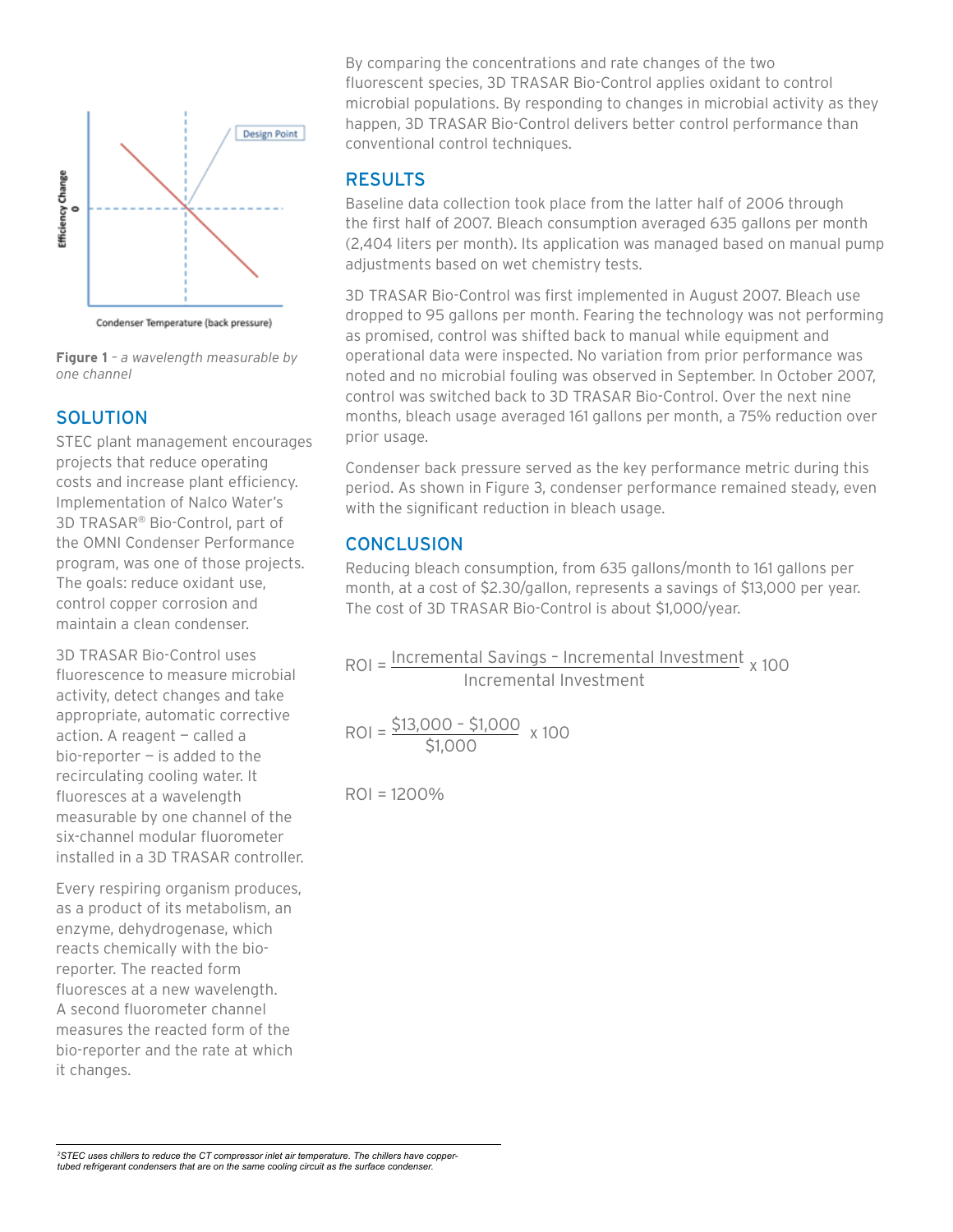Figure 1 – *a wavelength measurable by one channel*

## SOLUTION

STEC plant management encourages projects that reduce operating costs and increase plant efficiency. Implementation of Nalco Water's 3D TRASAR® Bio-Control, part of the OMNI Condenser Performance program, was one of those projects. The goals: reduce oxidant use, control copper corrosion and maintain a clean condenser.

3D TRASAR Bio-Control uses fluorescence to measure microbial activity, detect changes and take appropriate, automatic corrective action. A reagent — called a bio-reporter — is added to the recirculating cooling water. It fluoresces at a wavelength measurable by one channel of the six-channel modular fluorometer installed in a 3D TRASAR controller.

Every respiring organism produces, as a product of its metabolism, an enzyme, dehydrogenase, which reacts chemically with the bio-reporter. The reacted form fluoresces at a new wavelength. A second fluorometer channel measures the reacted form of the bio-reporter and the rate at which it changes.

By comparing the concentrations and rate changes of the two fluorescent species, 3D TRASAR Bio-Control applies oxidant to control microbial populations. By responding to changes in microbial activity as they happen, 3D TRASAR Bio-Control delivers better control performance than conventional control techniques.

## RESULTS

Baseline data collection took place from the latter half of 2006 through the first half of 2007. Bleach consumption averaged 635 gallons per month (2,404 liters per month). Its application was managed based on manual pump adjustments based on wet chemistry tests.

3D TRASAR Bio-Control was first implemented in August 2007. Bleach use dropped to 95 gallons per month. Fearing the technology was not performing as promised, control was shifted back to manual while equipment and operational data were inspected. No variation from prior performance was noted and no microbial fouling was observed in September. In October 2007, control was switched back to 3D TRASAR Bio-Control. Over the next nine months, bleach usage averaged 161 gallons per month, a 75% reduction over prior usage.

Condenser back pressure served as the key performance metric during this period. As shown in Figure 3, condenser performance remained steady, even with the significant reduction in bleach usage.

## CONCLUSION

Reducing bleach consumption, from 635 gallons/month to 161 gallons per month, at a cost of $2.30/gallon, represents a savings of $13,000 per year. The cost of 3D TRASAR Bio-Control is about $1,000/year.

$$\text{ROI} = \frac{\text{Incremental Savings} - \text{Incremental Investment}}{\text{Incremental Investment}} \times 100$$

$$\text{ROI} = \frac{\$13{,}000 - \$1{,}000}{\$1{,}000} \times 100$$

$$\text{ROI} = 1200\%$$

[2]STEC uses chillers to reduce the CT compressor inlet air temperature. The chillers have copper-tubed refrigerant condensers that are on the same cooling circuit as the surface condenser.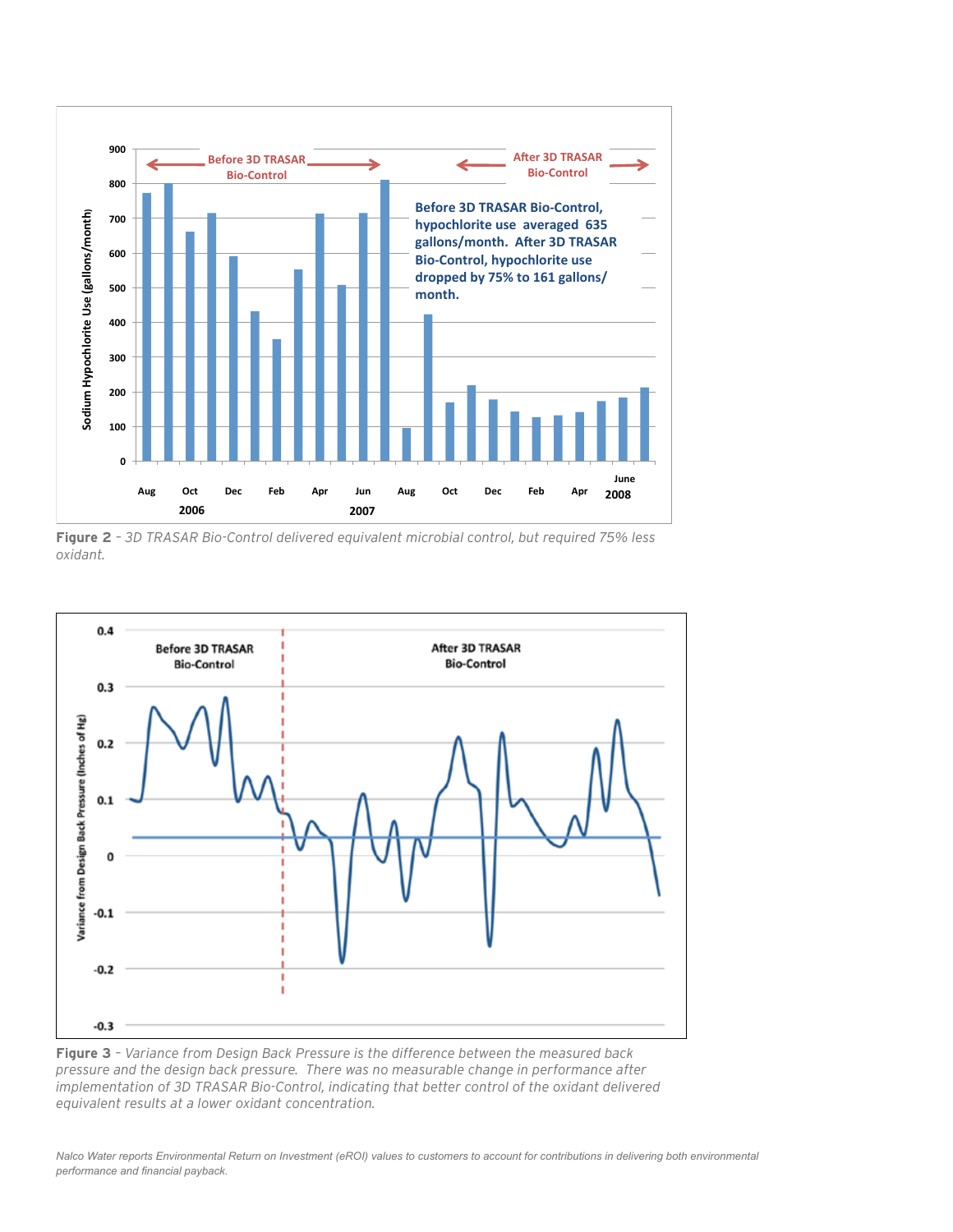**Figure 2** – *3D TRASAR Bio-Control delivered equivalent microbial control, but required 75% less oxidant.*

**Figure 3** – *Variance from Design Back Pressure is the difference between the measured back pressure and the design back pressure. There was no measurable change in performance after implementation of 3D TRASAR Bio-Control, indicating that better control of the oxidant delivered equivalent results at a lower oxidant concentration.*

*Nalco Water reports Environmental Return on Investment (eROI) values to customers to account for contributions in delivering both environmental performance and financial payback.*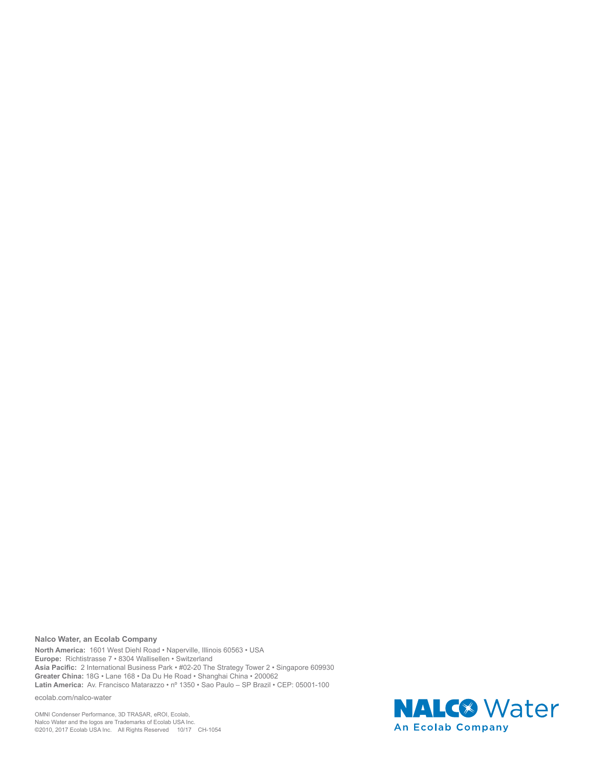**Nalco Water, an Ecolab Company**

**North America:** 1601 West Diehl Road • Naperville, Illinois 60563 • USA
**Europe:** Richtistrasse 7 • 8304 Wallisellen • Switzerland
**Asia Pacific:** 2 International Business Park • #02-20 The Strategy Tower 2 • Singapore 609930
**Greater China:** 18G • Lane 168 • Da Du He Road • Shanghai China • 200062
**Latin America:** Av. Francisco Matarazzo • nº 1350 • Sao Paulo – SP Brazil • CEP: 05001-100

ecolab.com/nalco-water

OMNI Condenser Performance, 3D TRASAR, eROI, Ecolab,
Nalco Water and the logos are Trademarks of Ecolab USA Inc.
©2010, 2017 Ecolab USA Inc. All Rights Reserved 10/17 CH-1054

NALCO Water
An Ecolab Company